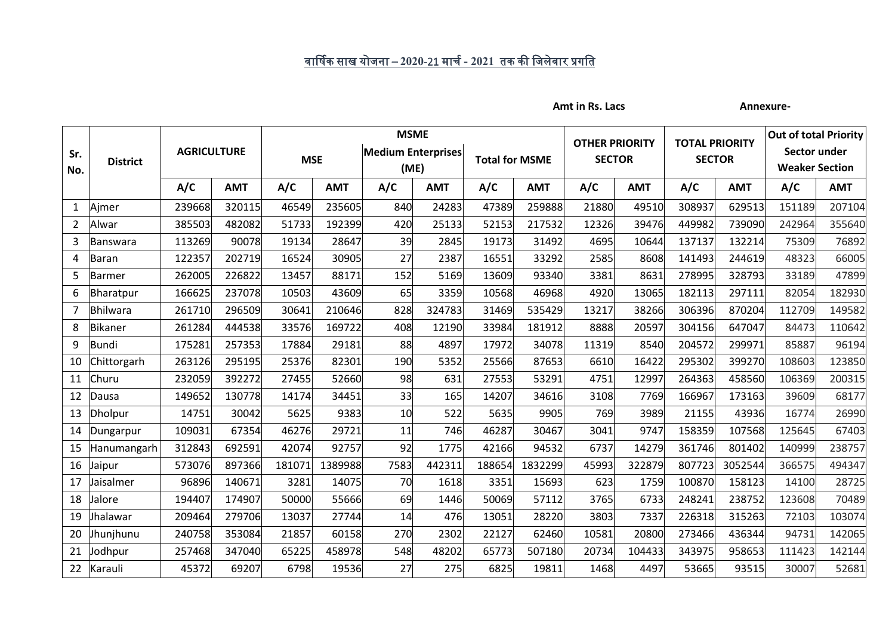# वार्षिक साख योजना – 2020-21 मार्च - 2021 तक की जिलेवार प्रगति

Amt in Rs. Lacs

Annexure-

| Sr. No. | District | AGRICULTURE | | MSME | | | | | | OTHER PRIORITY SECTOR | | TOTAL PRIORITY SECTOR | | Out of total Priority Sector under Weaker Section | |
|---|---|---|---|---|---|---|---|---|---|---|---|---|---|---|---|
| | | | | MSE | | Medium Enterprises (ME) | | Total for MSME | | | | | | | |
| | | A/C | AMT | A/C | AMT | A/C | AMT | A/C | AMT | A/C | AMT | A/C | AMT | A/C | AMT |
| 1 | Ajmer | 239668 | 320115 | 46549 | 235605 | 840 | 24283 | 47389 | 259888 | 21880 | 49510 | 308937 | 629513 | 151189 | 207104 |
| 2 | Alwar | 385503 | 482082 | 51733 | 192399 | 420 | 25133 | 52153 | 217532 | 12326 | 39476 | 449982 | 739090 | 242964 | 355640 |
| 3 | Banswara | 113269 | 90078 | 19134 | 28647 | 39 | 2845 | 19173 | 31492 | 4695 | 10644 | 137137 | 132214 | 75309 | 76892 |
| 4 | Baran | 122357 | 202719 | 16524 | 30905 | 27 | 2387 | 16551 | 33292 | 2585 | 8608 | 141493 | 244619 | 48323 | 66005 |
| 5 | Barmer | 262005 | 226822 | 13457 | 88171 | 152 | 5169 | 13609 | 93340 | 3381 | 8631 | 278995 | 328793 | 33189 | 47899 |
| 6 | Bharatpur | 166625 | 237078 | 10503 | 43609 | 65 | 3359 | 10568 | 46968 | 4920 | 13065 | 182113 | 297111 | 82054 | 182930 |
| 7 | Bhilwara | 261710 | 296509 | 30641 | 210646 | 828 | 324783 | 31469 | 535429 | 13217 | 38266 | 306396 | 870204 | 112709 | 149582 |
| 8 | Bikaner | 261284 | 444538 | 33576 | 169722 | 408 | 12190 | 33984 | 181912 | 8888 | 20597 | 304156 | 647047 | 84473 | 110642 |
| 9 | Bundi | 175281 | 257353 | 17884 | 29181 | 88 | 4897 | 17972 | 34078 | 11319 | 8540 | 204572 | 299971 | 85887 | 96194 |
| 10 | Chittorgarh | 263126 | 295195 | 25376 | 82301 | 190 | 5352 | 25566 | 87653 | 6610 | 16422 | 295302 | 399270 | 108603 | 123850 |
| 11 | Churu | 232059 | 392272 | 27455 | 52660 | 98 | 631 | 27553 | 53291 | 4751 | 12997 | 264363 | 458560 | 106369 | 200315 |
| 12 | Dausa | 149652 | 130778 | 14174 | 34451 | 33 | 165 | 14207 | 34616 | 3108 | 7769 | 166967 | 173163 | 39609 | 68177 |
| 13 | Dholpur | 14751 | 30042 | 5625 | 9383 | 10 | 522 | 5635 | 9905 | 769 | 3989 | 21155 | 43936 | 16774 | 26990 |
| 14 | Dungarpur | 109031 | 67354 | 46276 | 29721 | 11 | 746 | 46287 | 30467 | 3041 | 9747 | 158359 | 107568 | 125645 | 67403 |
| 15 | Hanumangarh | 312843 | 692591 | 42074 | 92757 | 92 | 1775 | 42166 | 94532 | 6737 | 14279 | 361746 | 801402 | 140999 | 238757 |
| 16 | Jaipur | 573076 | 897366 | 181071 | 1389988 | 7583 | 442311 | 188654 | 1832299 | 45993 | 322879 | 807723 | 3052544 | 366575 | 494347 |
| 17 | Jaisalmer | 96896 | 140671 | 3281 | 14075 | 70 | 1618 | 3351 | 15693 | 623 | 1759 | 100870 | 158123 | 14100 | 28725 |
| 18 | Jalore | 194407 | 174907 | 50000 | 55666 | 69 | 1446 | 50069 | 57112 | 3765 | 6733 | 248241 | 238752 | 123608 | 70489 |
| 19 | Jhalawar | 209464 | 279706 | 13037 | 27744 | 14 | 476 | 13051 | 28220 | 3803 | 7337 | 226318 | 315263 | 72103 | 103074 |
| 20 | Jhunjhunu | 240758 | 353084 | 21857 | 60158 | 270 | 2302 | 22127 | 62460 | 10581 | 20800 | 273466 | 436344 | 94731 | 142065 |
| 21 | Jodhpur | 257468 | 347040 | 65225 | 458978 | 548 | 48202 | 65773 | 507180 | 20734 | 104433 | 343975 | 958653 | 111423 | 142144 |
| 22 | Karauli | 45372 | 69207 | 6798 | 19536 | 27 | 275 | 6825 | 19811 | 1468 | 4497 | 53665 | 93515 | 30007 | 52681 |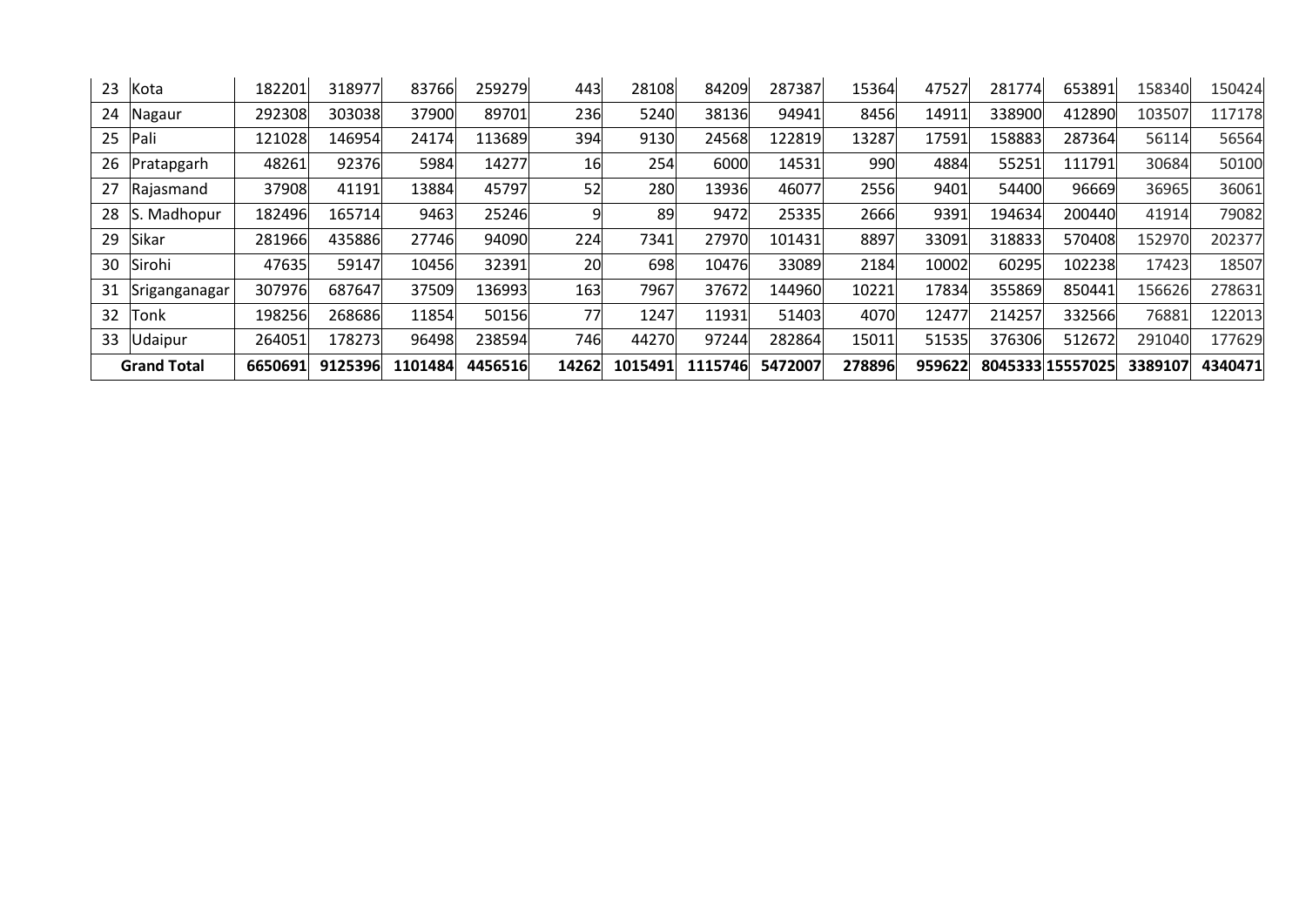| | | | | | | | | | | | | | | | |
|---|---|---|---|---|---|---|---|---|---|---|---|---|---|---|---|
| 23 | Kota | 182201 | 318977 | 83766 | 259279 | 443 | 28108 | 84209 | 287387 | 15364 | 47527 | 281774 | 653891 | 158340 | 150424 |
| 24 | Nagaur | 292308 | 303038 | 37900 | 89701 | 236 | 5240 | 38136 | 94941 | 8456 | 14911 | 338900 | 412890 | 103507 | 117178 |
| 25 | Pali | 121028 | 146954 | 24174 | 113689 | 394 | 9130 | 24568 | 122819 | 13287 | 17591 | 158883 | 287364 | 56114 | 56564 |
| 26 | Pratapgarh | 48261 | 92376 | 5984 | 14277 | 16 | 254 | 6000 | 14531 | 990 | 4884 | 55251 | 111791 | 30684 | 50100 |
| 27 | Rajasmand | 37908 | 41191 | 13884 | 45797 | 52 | 280 | 13936 | 46077 | 2556 | 9401 | 54400 | 96669 | 36965 | 36061 |
| 28 | S. Madhopur | 182496 | 165714 | 9463 | 25246 | 9 | 89 | 9472 | 25335 | 2666 | 9391 | 194634 | 200440 | 41914 | 79082 |
| 29 | Sikar | 281966 | 435886 | 27746 | 94090 | 224 | 7341 | 27970 | 101431 | 8897 | 33091 | 318833 | 570408 | 152970 | 202377 |
| 30 | Sirohi | 47635 | 59147 | 10456 | 32391 | 20 | 698 | 10476 | 33089 | 2184 | 10002 | 60295 | 102238 | 17423 | 18507 |
| 31 | Sriganganagar | 307976 | 687647 | 37509 | 136993 | 163 | 7967 | 37672 | 144960 | 10221 | 17834 | 355869 | 850441 | 156626 | 278631 |
| 32 | Tonk | 198256 | 268686 | 11854 | 50156 | 77 | 1247 | 11931 | 51403 | 4070 | 12477 | 214257 | 332566 | 76881 | 122013 |
| 33 | Udaipur | 264051 | 178273 | 96498 | 238594 | 746 | 44270 | 97244 | 282864 | 15011 | 51535 | 376306 | 512672 | 291040 | 177629 |
| **Grand Total** | | **6650691** | **9125396** | **1101484** | **4456516** | **14262** | **1015491** | **1115746** | **5472007** | **278896** | **959622** | **8045333** | **15557025** | **3389107** | **4340471** |